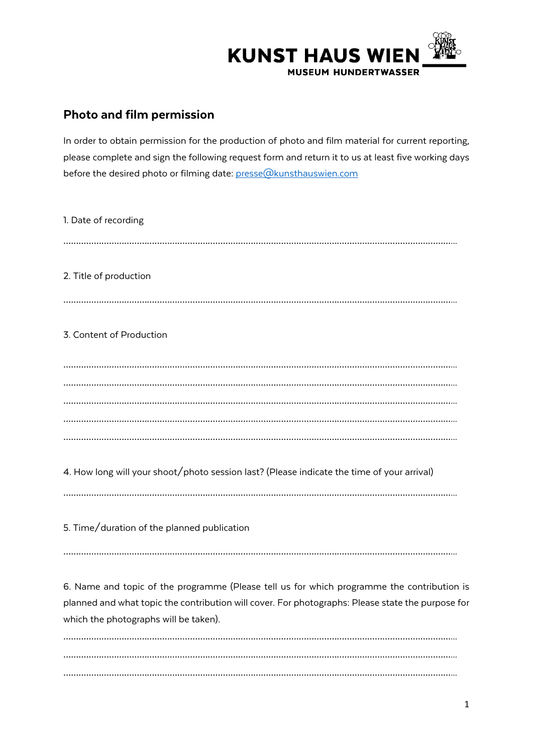KUNST HAUS WIEN
MUSEUM HUNDERTWASSER

## Photo and film permission

In order to obtain permission for the production of photo and film material for current reporting, please complete and sign the following request form and return it to us at least five working days before the desired photo or filming date: presse@kunsthauswien.com

1. Date of recording

..........................................................................................................................................

2. Title of production

..........................................................................................................................................

3. Content of Production

..........................................................................................................................................
..........................................................................................................................................
..........................................................................................................................................
..........................................................................................................................................
..........................................................................................................................................

4. How long will your shoot/photo session last? (Please indicate the time of your arrival)

..........................................................................................................................................

5. Time/duration of the planned publication

..........................................................................................................................................

6. Name and topic of the programme (Please tell us for which programme the contribution is planned and what topic the contribution will cover. For photographs: Please state the purpose for which the photographs will be taken).

..........................................................................................................................................
..........................................................................................................................................
..........................................................................................................................................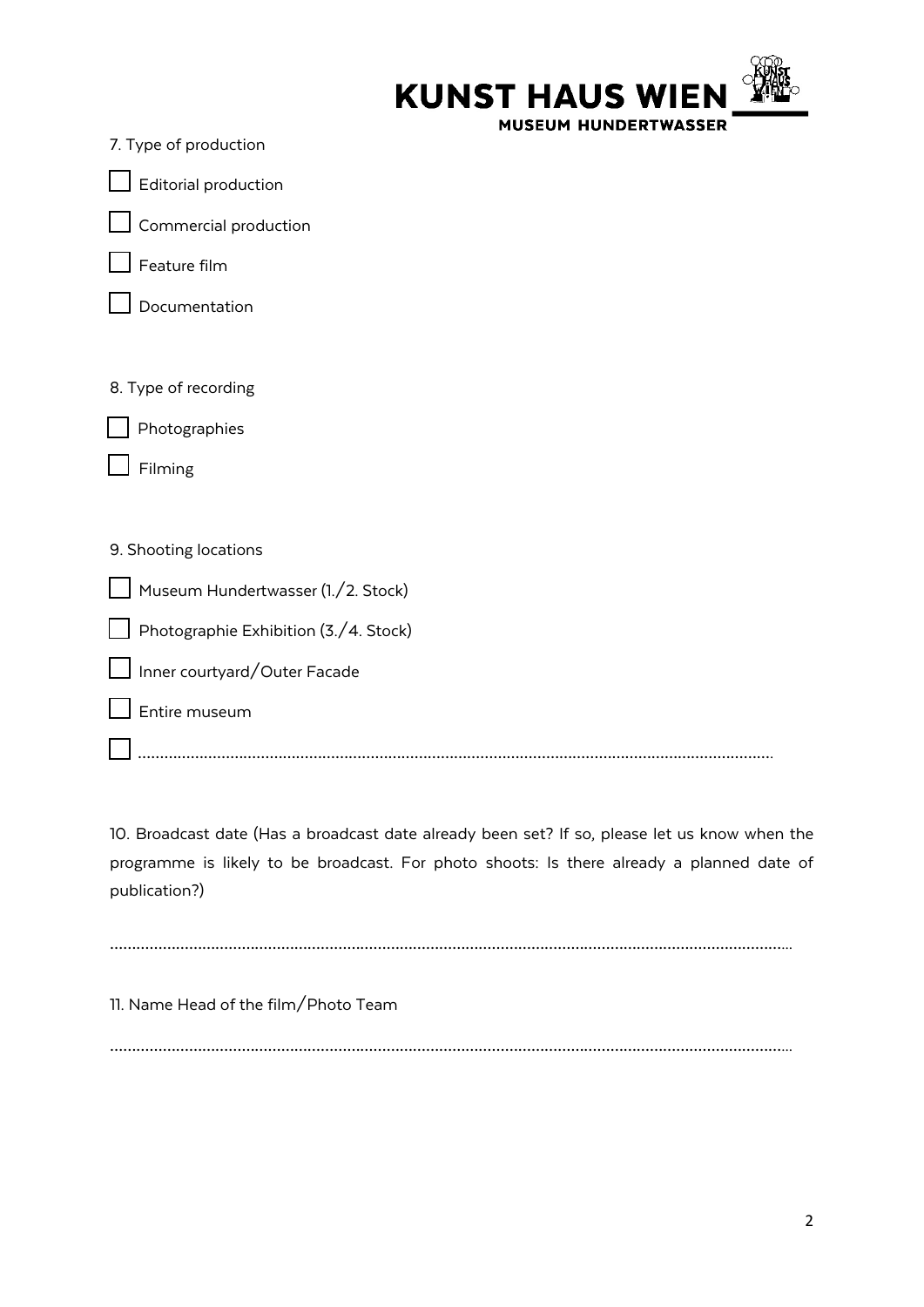7. Type of production

- ☐ Editorial production
- ☐ Commercial production
- ☐ Feature film
- ☐ Documentation

8. Type of recording

- ☐ Photographies
- ☐ Filming

9. Shooting locations

- ☐ Museum Hundertwasser (1./2. Stock)
- ☐ Photographie Exhibition (3./4. Stock)
- ☐ Inner courtyard/Outer Facade
- ☐ Entire museum
- ☐ ……………………………………………………………………………………………………………………

10. Broadcast date (Has a broadcast date already been set? If so, please let us know when the programme is likely to be broadcast. For photo shoots: Is there already a planned date of publication?)

………………………………………………………………………………………………………………………………

11. Name Head of the film/Photo Team

………………………………………………………………………………………………………………………………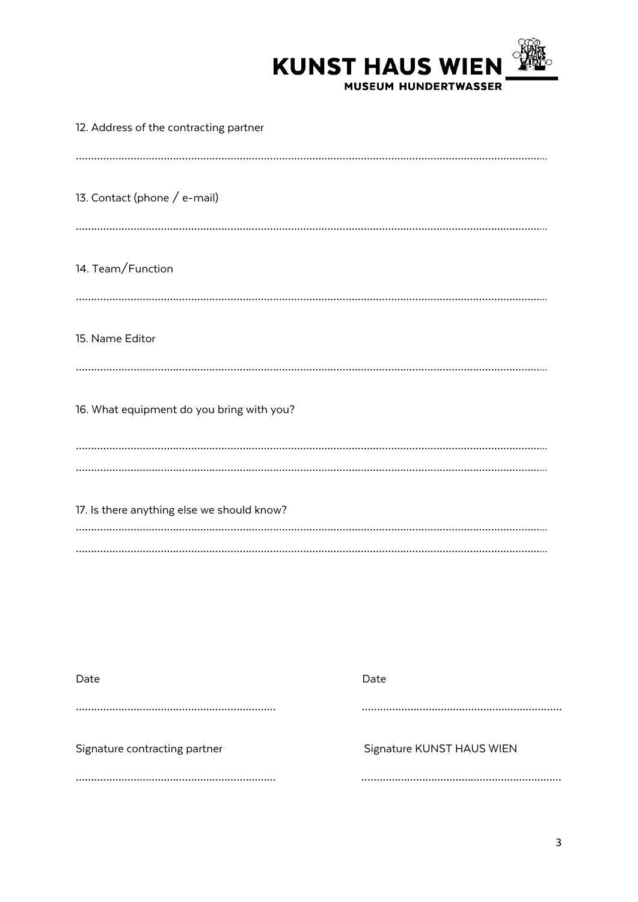12. Address of the contracting partner

..............................................................................................................................................

13. Contact (phone / e-mail)

..............................................................................................................................................

14. Team/Function

..............................................................................................................................................

15. Name Editor

..............................................................................................................................................

16. What equipment do you bring with you?

..............................................................................................................................................

..............................................................................................................................................

17. Is there anything else we should know?

..............................................................................................................................................

..............................................................................................................................................

| Date | Date |
|---|---|
| .................................................................. | .................................................................. |
| Signature contracting partner | Signature KUNST HAUS WIEN |
| .................................................................. | .................................................................. |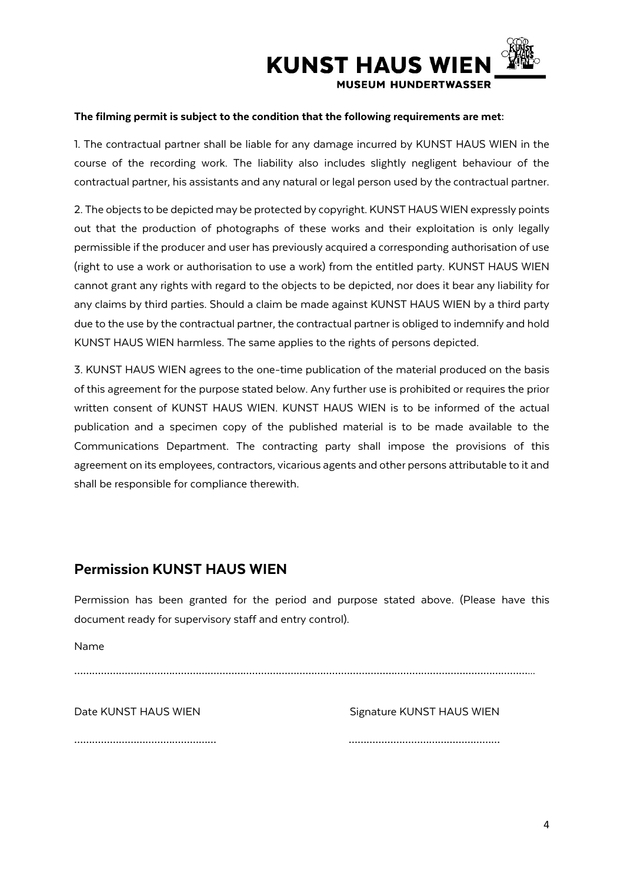**The filming permit is subject to the condition that the following requirements are met:**

1. The contractual partner shall be liable for any damage incurred by KUNST HAUS WIEN in the course of the recording work. The liability also includes slightly negligent behaviour of the contractual partner, his assistants and any natural or legal person used by the contractual partner.

2. The objects to be depicted may be protected by copyright. KUNST HAUS WIEN expressly points out that the production of photographs of these works and their exploitation is only legally permissible if the producer and user has previously acquired a corresponding authorisation of use (right to use a work or authorisation to use a work) from the entitled party. KUNST HAUS WIEN cannot grant any rights with regard to the objects to be depicted, nor does it bear any liability for any claims by third parties. Should a claim be made against KUNST HAUS WIEN by a third party due to the use by the contractual partner, the contractual partner is obliged to indemnify and hold KUNST HAUS WIEN harmless. The same applies to the rights of persons depicted.

3. KUNST HAUS WIEN agrees to the one-time publication of the material produced on the basis of this agreement for the purpose stated below. Any further use is prohibited or requires the prior written consent of KUNST HAUS WIEN. KUNST HAUS WIEN is to be informed of the actual publication and a specimen copy of the published material is to be made available to the Communications Department. The contracting party shall impose the provisions of this agreement on its employees, contractors, vicarious agents and other persons attributable to it and shall be responsible for compliance therewith.

## Permission KUNST HAUS WIEN

Permission has been granted for the period and purpose stated above. (Please have this document ready for supervisory staff and entry control).

Name

..........................................................................................................................................

Date KUNST HAUS WIEN ............................................... 

Signature KUNST HAUS WIEN ..................................................